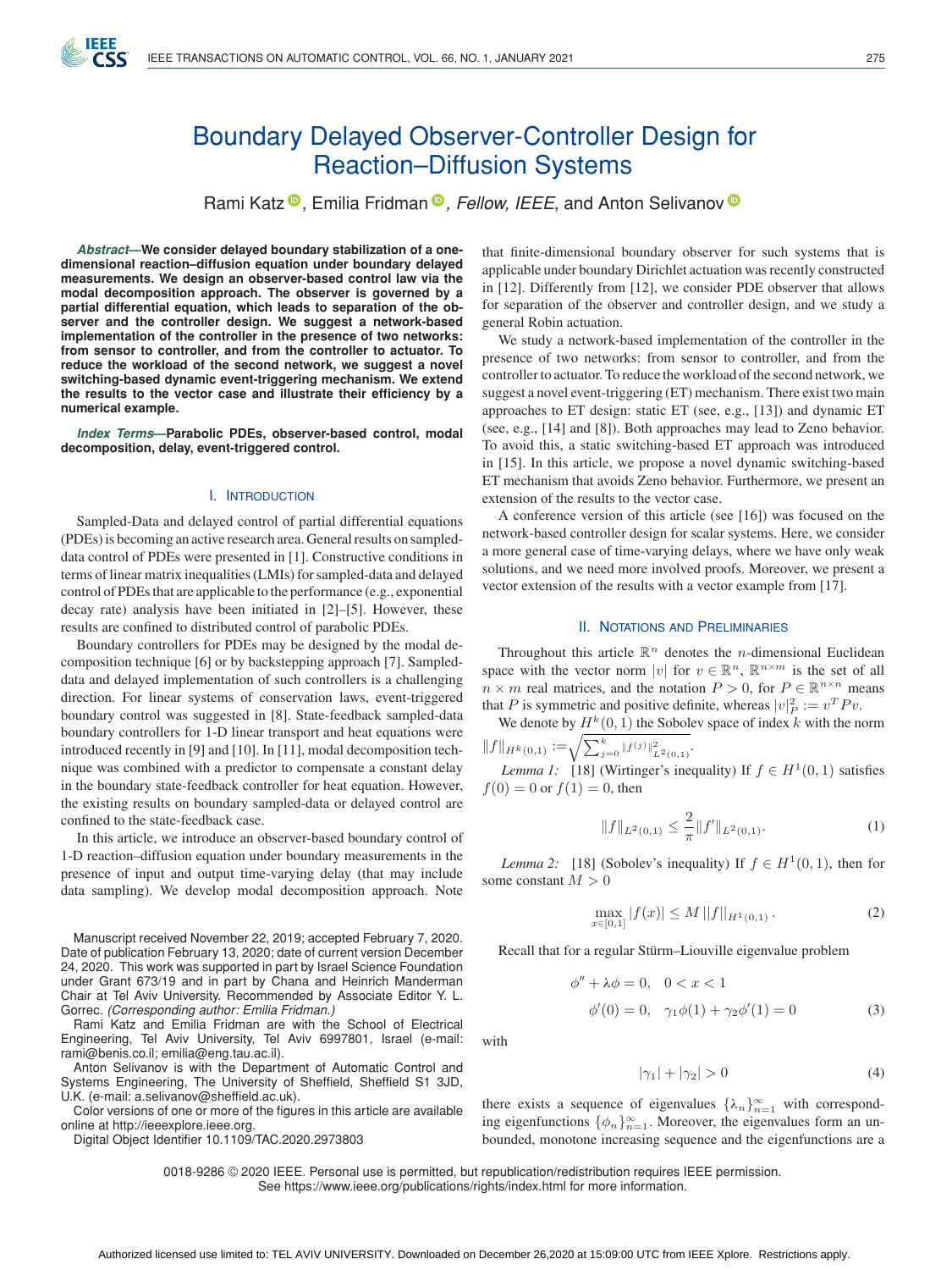# Boundary Delayed Observer-Controller Design for Reaction–Diffusion Systems

Rami Katz, Emilia Fridman, *Fellow, IEEE*, and Anton Selivanov

***Abstract*—We consider delayed boundary stabilization of a one-dimensional reaction–diffusion equation under boundary delayed measurements. We design an observer-based control law via the modal decomposition approach. The observer is governed by a partial differential equation, which leads to separation of the observer and the controller design. We suggest a network-based implementation of the controller in the presence of two networks: from sensor to controller, and from the controller to actuator. To reduce the workload of the second network, we suggest a novel switching-based dynamic event-triggering mechanism. We extend the results to the vector case and illustrate their efficiency by a numerical example.**

***Index Terms*—Parabolic PDEs, observer-based control, modal decomposition, delay, event-triggered control.**

## I. Introduction

Sampled-Data and delayed control of partial differential equations (PDEs) is becoming an active research area. General results on sampled-data control of PDEs were presented in [1]. Constructive conditions in terms of linear matrix inequalities (LMIs) for sampled-data and delayed control of PDEs that are applicable to the performance (e.g., exponential decay rate) analysis have been initiated in [2]–[5]. However, these results are confined to distributed control of parabolic PDEs.

Boundary controllers for PDEs may be designed by the modal decomposition technique [6] or by backstepping approach [7]. Sampled-data and delayed implementation of such controllers is a challenging direction. For linear systems of conservation laws, event-triggered boundary control was suggested in [8]. State-feedback sampled-data boundary controllers for 1-D linear transport and heat equations were introduced recently in [9] and [10]. In [11], modal decomposition technique was combined with a predictor to compensate a constant delay in the boundary state-feedback controller for heat equation. However, the existing results on boundary sampled-data or delayed control are confined to the state-feedback case.

In this article, we introduce an observer-based boundary control of 1-D reaction–diffusion equation under boundary measurements in the presence of input and output time-varying delay (that may include data sampling). We develop modal decomposition approach. Note that finite-dimensional boundary observer for such systems that is applicable under boundary Dirichlet actuation was recently constructed in [12]. Differently from [12], we consider PDE observer that allows for separation of the observer and controller design, and we study a general Robin actuation.

We study a network-based implementation of the controller in the presence of two networks: from sensor to controller, and from the controller to actuator. To reduce the workload of the second network, we suggest a novel event-triggering (ET) mechanism. There exist two main approaches to ET design: static ET (see, e.g., [13]) and dynamic ET (see, e.g., [14] and [8]). Both approaches may lead to Zeno behavior. To avoid this, a static switching-based ET approach was introduced in [15]. In this article, we propose a novel dynamic switching-based ET mechanism that avoids Zeno behavior. Furthermore, we present an extension of the results to the vector case.

A conference version of this article (see [16]) was focused on the network-based controller design for scalar systems. Here, we consider a more general case of time-varying delays, where we have only weak solutions, and we need more involved proofs. Moreover, we present a vector extension of the results with a vector example from [17].

## II. Notations and Preliminaries

Throughout this article $\mathbb{R}^n$ denotes the $n$-dimensional Euclidean space with the vector norm $|v|$ for $v \in \mathbb{R}^n$, $\mathbb{R}^{n\times m}$ is the set of all $n \times m$ real matrices, and the notation $P > 0$, for $P \in \mathbb{R}^{n\times n}$ means that $P$ is symmetric and positive definite, whereas $|v|_P^2 := v^T P v$.

We denote by $H^k(0,1)$ the Sobolev space of index $k$ with the norm $\|f\|_{H^k(0,1)} := \sqrt{\sum_{j=0}^k \|f^{(j)}\|^2_{L^2(0,1)}}$.

*Lemma 1:* [18] (Wirtinger's inequality) If $f \in H^1(0,1)$ satisfies $f(0) = 0$ or $f(1) = 0$, then

$$\|f\|_{L^2(0,1)} \le \frac{2}{\pi}\|f'\|_{L^2(0,1)}. \tag{1}$$

*Lemma 2:* [18] (Sobolev's inequality) If $f \in H^1(0,1)$, then for some constant $M > 0$

$$\max_{x\in[0,1]} |f(x)| \le M \|f\|_{H^1(0,1)}. \tag{2}$$

Recall that for a regular Stürm–Liouville eigenvalue problem

$$\begin{aligned} &\phi'' + \lambda\phi = 0, \quad 0 < x < 1 \\ &\phi'(0) = 0, \quad \gamma_1\phi(1) + \gamma_2\phi'(1) = 0 \end{aligned} \tag{3}$$

with

$$|\gamma_1| + |\gamma_2| > 0 \tag{4}$$

there exists a sequence of eigenvalues $\{\lambda_n\}_{n=1}^\infty$ with corresponding eigenfunctions $\{\phi_n\}_{n=1}^\infty$. Moreover, the eigenvalues form an unbounded, monotone increasing sequence and the eigenfunctions are a

---

Manuscript received November 22, 2019; accepted February 7, 2020. Date of publication February 13, 2020; date of current version December 24, 2020. This work was supported in part by Israel Science Foundation under Grant 673/19 and in part by Chana and Heinrich Manderman Chair at Tel Aviv University. Recommended by Associate Editor Y. L. Gorrec. *(Corresponding author: Emilia Fridman.)*

Rami Katz and Emilia Fridman are with the School of Electrical Engineering, Tel Aviv University, Tel Aviv 6997801, Israel (e-mail: rami@benis.co.il; emilia@eng.tau.ac.il).

Anton Selivanov is with the Department of Automatic Control and Systems Engineering, The University of Sheffield, Sheffield S1 3JD, U.K. (e-mail: a.selivanov@sheffield.ac.uk).

Color versions of one or more of the figures in this article are available online at http://ieeexplore.ieee.org.

Digital Object Identifier 10.1109/TAC.2020.2973803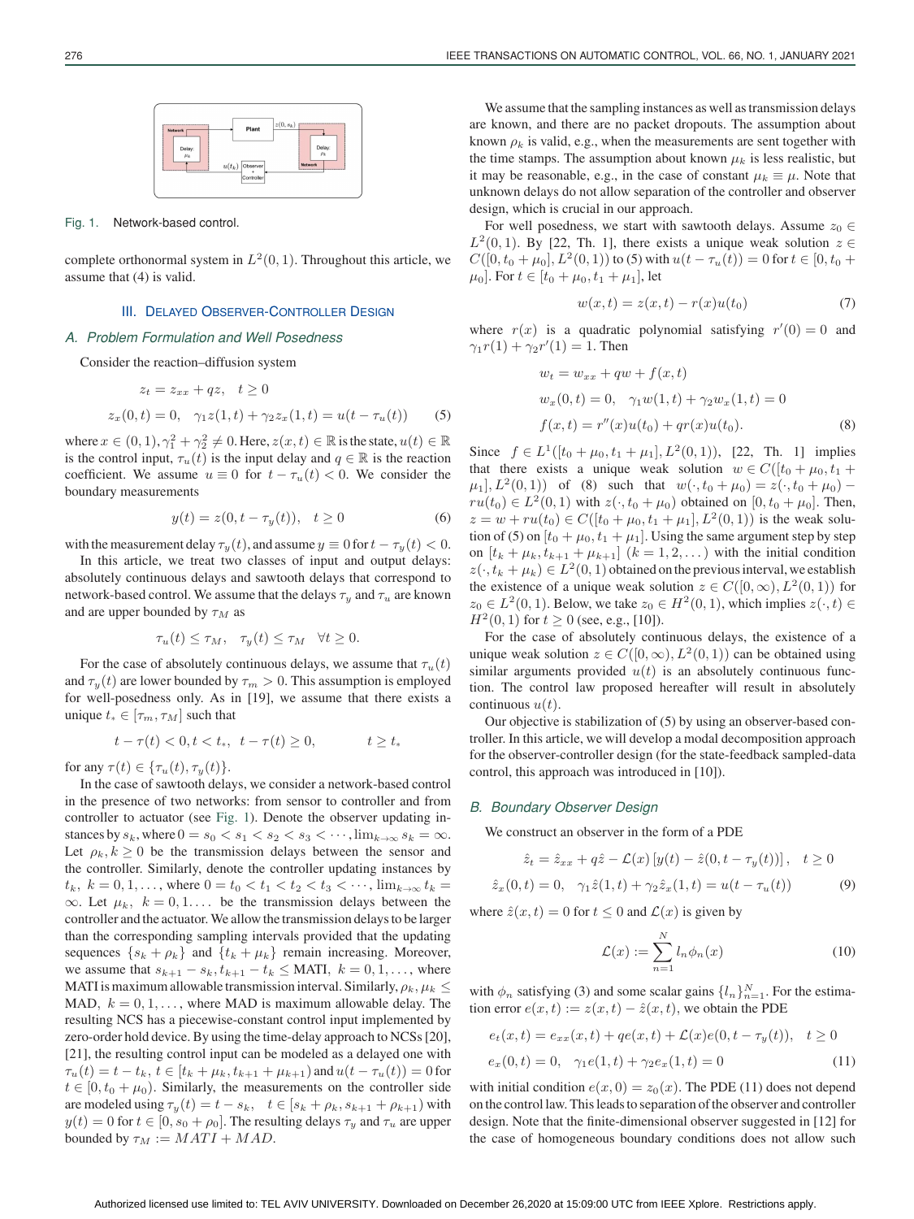Fig. 1. Network-based control.

complete orthonormal system in $L^2(0,1)$. Throughout this article, we assume that (4) is valid.

## III. Delayed Observer-Controller Design

### A. Problem Formulation and Well Posedness

Consider the reaction–diffusion system

$$
\begin{aligned}
&z_t = z_{xx} + qz, \quad t \geq 0 \\
&z_x(0,t) = 0, \quad \gamma_1 z(1,t) + \gamma_2 z_x(1,t) = u(t - \tau_u(t))
\end{aligned}
\tag{5}
$$

where $x \in (0,1), \gamma_1^2 + \gamma_2^2 \neq 0$. Here, $z(x,t) \in \mathbb{R}$ is the state, $u(t) \in \mathbb{R}$ is the control input, $\tau_u(t)$ is the input delay and $q \in \mathbb{R}$ is the reaction coefficient. We assume $u \equiv 0$ for $t - \tau_u(t) < 0$. We consider the boundary measurements

$$
y(t) = z(0, t - \tau_y(t)), \quad t \geq 0 \tag{6}
$$

with the measurement delay $\tau_y(t)$, and assume $y \equiv 0$ for $t - \tau_y(t) < 0$.

In this article, we treat two classes of input and output delays: absolutely continuous delays and sawtooth delays that correspond to network-based control. We assume that the delays $\tau_y$ and $\tau_u$ are known and are upper bounded by $\tau_M$ as

$$
\tau_u(t) \leq \tau_M, \quad \tau_y(t) \leq \tau_M \quad \forall t \geq 0.
$$

For the case of absolutely continuous delays, we assume that $\tau_u(t)$ and $\tau_y(t)$ are lower bounded by $\tau_m > 0$. This assumption is employed for well-posedness only. As in [19], we assume that there exists a unique $t_* \in [\tau_m, \tau_M]$ such that

$$
t - \tau(t) < 0, t < t_*, \quad t - \tau(t) \geq 0, \qquad t \geq t_*
$$

for any $\tau(t) \in \{\tau_u(t), \tau_y(t)\}$.

In the case of sawtooth delays, we consider a network-based control in the presence of two networks: from sensor to controller and from controller to actuator (see Fig. 1). Denote the observer updating instances by $s_k$, where $0 = s_0 < s_1 < s_2 < s_3 < \cdots, \lim_{k\to\infty} s_k = \infty$. Let $\rho_k, k \geq 0$ be the transmission delays between the sensor and the controller. Similarly, denote the controller updating instances by $t_k$, $k = 0, 1, \ldots$, where $0 = t_0 < t_1 < t_2 < t_3 < \cdots, \lim_{k\to\infty} t_k = \infty$. Let $\mu_k$, $k = 0, 1 \ldots$ be the transmission delays between the controller and the actuator. We allow the transmission delays to be larger than the corresponding sampling intervals provided that the updating sequences $\{s_k + \rho_k\}$ and $\{t_k + \mu_k\}$ remain increasing. Moreover, we assume that $s_{k+1} - s_k, t_{k+1} - t_k \leq$ MATI, $k = 0, 1, \ldots$, where MATI is maximum allowable transmission interval. Similarly, $\rho_k, \mu_k \leq$ MAD, $k = 0, 1, \ldots$, where MAD is maximum allowable delay. The resulting NCS has a piecewise-constant control input implemented by zero-order hold device. By using the time-delay approach to NCSs [20], [21], the resulting control input can be modeled as a delayed one with $\tau_u(t) = t - t_k$, $t \in [t_k + \mu_k, t_{k+1} + \mu_{k+1})$ and $u(t - \tau_u(t)) = 0$ for $t \in [0, t_0 + \mu_0)$. Similarly, the measurements on the controller side are modeled using $\tau_y(t) = t - s_k$, $\quad t \in [s_k + \rho_k, s_{k+1} + \rho_{k+1})$ with $y(t) = 0$ for $t \in [0, s_0 + \rho_0]$. The resulting delays $\tau_y$ and $\tau_u$ are upper bounded by $\tau_M := MATI + MAD$.

We assume that the sampling instances as well as transmission delays are known, and there are no packet dropouts. The assumption about known $\rho_k$ is valid, e.g., when the measurements are sent together with the time stamps. The assumption about known $\mu_k$ is less realistic, but it may be reasonable, e.g., in the case of constant $\mu_k \equiv \mu$. Note that unknown delays do not allow separation of the controller and observer design, which is crucial in our approach.

For well posedness, we start with sawtooth delays. Assume $z_0 \in L^2(0,1)$. By [22, Th. 1], there exists a unique weak solution $z \in C([0, t_0 + \mu_0], L^2(0,1))$ to (5) with $u(t - \tau_u(t)) = 0$ for $t \in [0, t_0 + \mu_0]$. For $t \in [t_0 + \mu_0, t_1 + \mu_1]$, let

$$
w(x,t) = z(x,t) - r(x)u(t_0) \tag{7}
$$

where $r(x)$ is a quadratic polynomial satisfying $r'(0) = 0$ and $\gamma_1 r(1) + \gamma_2 r'(1) = 1$. Then

$$
\begin{aligned}
&w_t = w_{xx} + qw + f(x,t) \\
&w_x(0,t) = 0, \quad \gamma_1 w(1,t) + \gamma_2 w_x(1,t) = 0 \\
&f(x,t) = r''(x)u(t_0) + qr(x)u(t_0).
\end{aligned}
\tag{8}
$$

Since $f \in L^1([t_0 + \mu_0, t_1 + \mu_1], L^2(0,1))$, [22, Th. 1] implies that there exists a unique weak solution $w \in C([t_0 + \mu_0, t_1 + \mu_1], L^2(0,1))$ of (8) such that $w(\cdot, t_0 + \mu_0) = z(\cdot, t_0 + \mu_0) - ru(t_0) \in L^2(0,1)$ with $z(\cdot, t_0 + \mu_0)$ obtained on $[0, t_0 + \mu_0]$. Then, $z = w + ru(t_0) \in C([t_0 + \mu_0, t_1 + \mu_1], L^2(0,1))$ is the weak solution of (5) on $[t_0 + \mu_0, t_1 + \mu_1]$. Using the same argument step by step on $[t_k + \mu_k, t_{k+1} + \mu_{k+1}]$ $(k = 1, 2, \ldots)$ with the initial condition $z(\cdot, t_k + \mu_k) \in L^2(0,1)$ obtained on the previous interval, we establish the existence of a unique weak solution $z \in C([0, \infty), L^2(0,1))$ for $z_0 \in L^2(0,1)$. Below, we take $z_0 \in H^2(0,1)$, which implies $z(\cdot, t) \in H^2(0,1)$ for $t \geq 0$ (see, e.g., [10]).

For the case of absolutely continuous delays, the existence of a unique weak solution $z \in C([0,\infty), L^2(0,1))$ can be obtained using similar arguments provided $u(t)$ is an absolutely continuous function. The control law proposed hereafter will result in absolutely continuous $u(t)$.

Our objective is stabilization of (5) by using an observer-based controller. In this article, we will develop a modal decomposition approach for the observer-controller design (for the state-feedback sampled-data control, this approach was introduced in [10]).

### B. Boundary Observer Design

We construct an observer in the form of a PDE

$$
\begin{aligned}
&\hat{z}_t = \hat{z}_{xx} + q\hat{z} - \mathcal{L}(x)\left[y(t) - \hat{z}(0, t - \tau_y(t))\right], \quad t \geq 0 \\
&\hat{z}_x(0,t) = 0, \quad \gamma_1 \hat{z}(1,t) + \gamma_2 \hat{z}_x(1,t) = u(t - \tau_u(t))
\end{aligned}
\tag{9}
$$

where $\hat{z}(x,t) = 0$ for $t \leq 0$ and $\mathcal{L}(x)$ is given by

$$
\mathcal{L}(x) := \sum_{n=1}^{N} l_n \phi_n(x) \tag{10}
$$

with $\phi_n$ satisfying (3) and some scalar gains $\{l_n\}_{n=1}^N$. For the estimation error $e(x,t) := z(x,t) - \hat{z}(x,t)$, we obtain the PDE

$$
\begin{aligned}
&e_t(x,t) = e_{xx}(x,t) + qe(x,t) + \mathcal{L}(x)e(0, t - \tau_y(t)), \quad t \geq 0 \\
&e_x(0,t) = 0, \quad \gamma_1 e(1,t) + \gamma_2 e_x(1,t) = 0
\end{aligned}
\tag{11}
$$

with initial condition $e(x,0) = z_0(x)$. The PDE (11) does not depend on the control law. This leads to separation of the observer and controller design. Note that the finite-dimensional observer suggested in [12] for the case of homogeneous boundary conditions does not allow such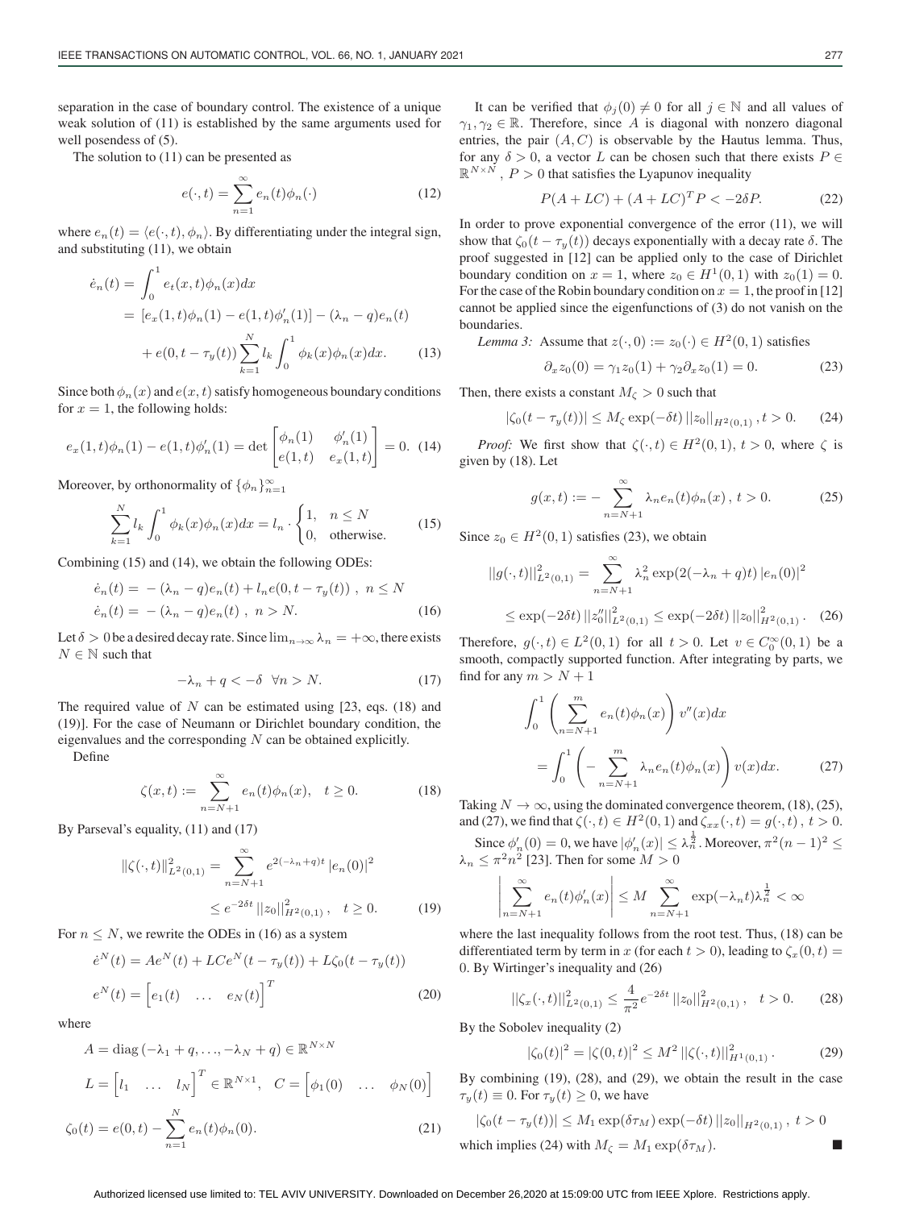separation in the case of boundary control. The existence of a unique weak solution of (11) is established by the same arguments used for well posendess of (5).

The solution to (11) can be presented as

$$e(\cdot,t) = \sum_{n=1}^{\infty} e_n(t)\phi_n(\cdot) \tag{12}$$

where $e_n(t) = \langle e(\cdot,t), \phi_n\rangle$. By differentiating under the integral sign, and substituting (11), we obtain

$$\begin{aligned}\dot{e}_n(t) &= \int_0^1 e_t(x,t)\phi_n(x)dx \\ &= [e_x(1,t)\phi_n(1) - e(1,t)\phi_n'(1)] - (\lambda_n - q)e_n(t) \\ &\quad + e(0,t-\tau_y(t))\sum_{k=1}^{N} l_k \int_0^1 \phi_k(x)\phi_n(x)dx. \end{aligned} \tag{13}$$

Since both $\phi_n(x)$ and $e(x,t)$ satisfy homogeneous boundary conditions for $x = 1$, the following holds:

$$e_x(1,t)\phi_n(1) - e(1,t)\phi_n'(1) = \det\begin{bmatrix}\phi_n(1) & \phi_n'(1) \\ e(1,t) & e_x(1,t)\end{bmatrix} = 0. \tag{14}$$

Moreover, by orthonormality of $\{\phi_n\}_{n=1}^{\infty}$

$$\sum_{k=1}^{N} l_k \int_0^1 \phi_k(x)\phi_n(x)dx = l_n \cdot \begin{cases}1, & n \le N \\ 0, & \text{otherwise.}\end{cases} \tag{15}$$

Combining (15) and (14), we obtain the following ODEs:

$$\begin{aligned}\dot{e}_n(t) &= -(\lambda_n - q)e_n(t) + l_n e(0, t-\tau_y(t)) \ , \ n \le N \\ \dot{e}_n(t) &= -(\lambda_n - q)e_n(t) \ , \ n > N. \end{aligned} \tag{16}$$

Let $\delta > 0$ be a desired decay rate. Since $\lim_{n\to\infty}\lambda_n = +\infty$, there exists $N \in \mathbb{N}$ such that

$$-\lambda_n + q < -\delta \quad \forall n > N. \tag{17}$$

The required value of $N$ can be estimated using [23, eqs. (18) and (19)]. For the case of Neumann or Dirichlet boundary condition, the eigenvalues and the corresponding $N$ can be obtained explicitly.

Define

$$\zeta(x,t) := \sum_{n=N+1}^{\infty} e_n(t)\phi_n(x), \quad t \ge 0. \tag{18}$$

By Parseval's equality, (11) and (17)

$$\begin{aligned}\|\zeta(\cdot,t)\|_{L^2(0,1)}^2 &= \sum_{n=N+1}^{\infty} e^{2(-\lambda_n+q)t}\,|e_n(0)|^2 \\ &\le e^{-2\delta t}\,\|z_0\|_{H^2(0,1)}^2, \quad t \ge 0. \end{aligned} \tag{19}$$

For $n \le N$, we rewrite the ODEs in (16) as a system

$$\begin{aligned}\dot{e}^N(t) &= Ae^N(t) + LCe^N(t-\tau_y(t)) + L\zeta_0(t-\tau_y(t)) \\ e^N(t) &= \begin{bmatrix}e_1(t) & \ldots & e_N(t)\end{bmatrix}^T \end{aligned} \tag{20}$$

where

$$\begin{aligned}A &= \operatorname{diag}(-\lambda_1 + q, \ldots, -\lambda_N + q) \in \mathbb{R}^{N\times N} \\ L &= \begin{bmatrix}l_1 & \ldots & l_N\end{bmatrix}^T \in \mathbb{R}^{N\times 1}, \quad C = \begin{bmatrix}\phi_1(0) & \ldots & \phi_N(0)\end{bmatrix} \\ \zeta_0(t) &= e(0,t) - \sum_{n=1}^{N} e_n(t)\phi_n(0). \end{aligned} \tag{21}$$

It can be verified that $\phi_j(0) \ne 0$ for all $j \in \mathbb{N}$ and all values of $\gamma_1, \gamma_2 \in \mathbb{R}$. Therefore, since $A$ is diagonal with nonzero diagonal entries, the pair $(A, C)$ is observable by the Hautus lemma. Thus, for any $\delta > 0$, a vector $L$ can be chosen such that there exists $P \in \mathbb{R}^{N\times N}$, $P > 0$ that satisfies the Lyapunov inequality

$$P(A + LC) + (A + LC)^T P < -2\delta P. \tag{22}$$

In order to prove exponential convergence of the error (11), we will show that $\zeta_0(t - \tau_y(t))$ decays exponentially with a decay rate $\delta$. The proof suggested in [12] can be applied only to the case of Dirichlet boundary condition on $x = 1$, where $z_0 \in H^1(0,1)$ with $z_0(1) = 0$. For the case of the Robin boundary condition on $x = 1$, the proof in [12] cannot be applied since the eigenfunctions of (3) do not vanish on the boundaries.

*Lemma 3:* Assume that $z(\cdot, 0) := z_0(\cdot) \in H^2(0,1)$ satisfies

$$\partial_x z_0(0) = \gamma_1 z_0(1) + \gamma_2 \partial_x z_0(1) = 0. \tag{23}$$

Then, there exists a constant $M_\zeta > 0$ such that

$$|\zeta_0(t - \tau_y(t))| \le M_\zeta \exp(-\delta t)\,\|z_0\|_{H^2(0,1)}, t > 0. \tag{24}$$

*Proof:* We first show that $\zeta(\cdot,t) \in H^2(0,1)$, $t > 0$, where $\zeta$ is given by (18). Let

$$g(x,t) := -\sum_{n=N+1}^{\infty} \lambda_n e_n(t)\phi_n(x), \ t > 0. \tag{25}$$

Since $z_0 \in H^2(0,1)$ satisfies (23), we obtain

$$\begin{aligned}\|g(\cdot,t)\|_{L^2(0,1)}^2 &= \sum_{n=N+1}^{\infty} \lambda_n^2 \exp(2(-\lambda_n + q)t)\,|e_n(0)|^2 \\ &\le \exp(-2\delta t)\,\|z_0''\|_{L^2(0,1)}^2 \le \exp(-2\delta t)\,\|z_0\|_{H^2(0,1)}^2. \end{aligned} \tag{26}$$

Therefore, $g(\cdot,t) \in L^2(0,1)$ for all $t > 0$. Let $v \in C_0^\infty(0,1)$ be a smooth, compactly supported function. After integrating by parts, we find for any $m > N + 1$

$$\begin{aligned}&\int_0^1 \left(\sum_{n=N+1}^{m} e_n(t)\phi_n(x)\right) v''(x)dx \\ &= \int_0^1 \left(-\sum_{n=N+1}^{m} \lambda_n e_n(t)\phi_n(x)\right) v(x)dx. \end{aligned} \tag{27}$$

Taking $N \to \infty$, using the dominated convergence theorem, (18), (25), and (27), we find that $\zeta(\cdot,t) \in H^2(0,1)$ and $\zeta_{xx}(\cdot,t) = g(\cdot,t)$, $t > 0$.

Since $\phi_n'(0) = 0$, we have $|\phi_n'(x)| \le \lambda_n^{\frac{1}{2}}$. Moreover, $\pi^2(n-1)^2 \le \lambda_n \le \pi^2 n^2$ [23]. Then for some $M > 0$

$$\left|\sum_{n=N+1}^{\infty} e_n(t)\phi_n'(x)\right| \le M \sum_{n=N+1}^{\infty} \exp(-\lambda_n t)\lambda_n^{\frac{1}{2}} < \infty$$

where the last inequality follows from the root test. Thus, (18) can be differentiated term by term in $x$ (for each $t > 0$), leading to $\zeta_x(0,t) = 0$. By Wirtinger's inequality and (26)

$$\|\zeta_x(\cdot,t)\|_{L^2(0,1)}^2 \le \frac{4}{\pi^2} e^{-2\delta t}\,\|z_0\|_{H^2(0,1)}^2, \quad t > 0. \tag{28}$$

By the Sobolev inequality (2)

$$|\zeta_0(t)|^2 = |\zeta(0,t)|^2 \le M^2\,\|\zeta(\cdot,t)\|_{H^1(0,1)}^2. \tag{29}$$

By combining (19), (28), and (29), we obtain the result in the case $\tau_y(t) \equiv 0$. For $\tau_y(t) \ge 0$, we have

$$|\zeta_0(t - \tau_y(t))| \le M_1 \exp(\delta\tau_M)\exp(-\delta t)\,\|z_0\|_{H^2(0,1)}, \ t > 0$$

which implies (24) with $M_\zeta = M_1 \exp(\delta\tau_M)$. ∎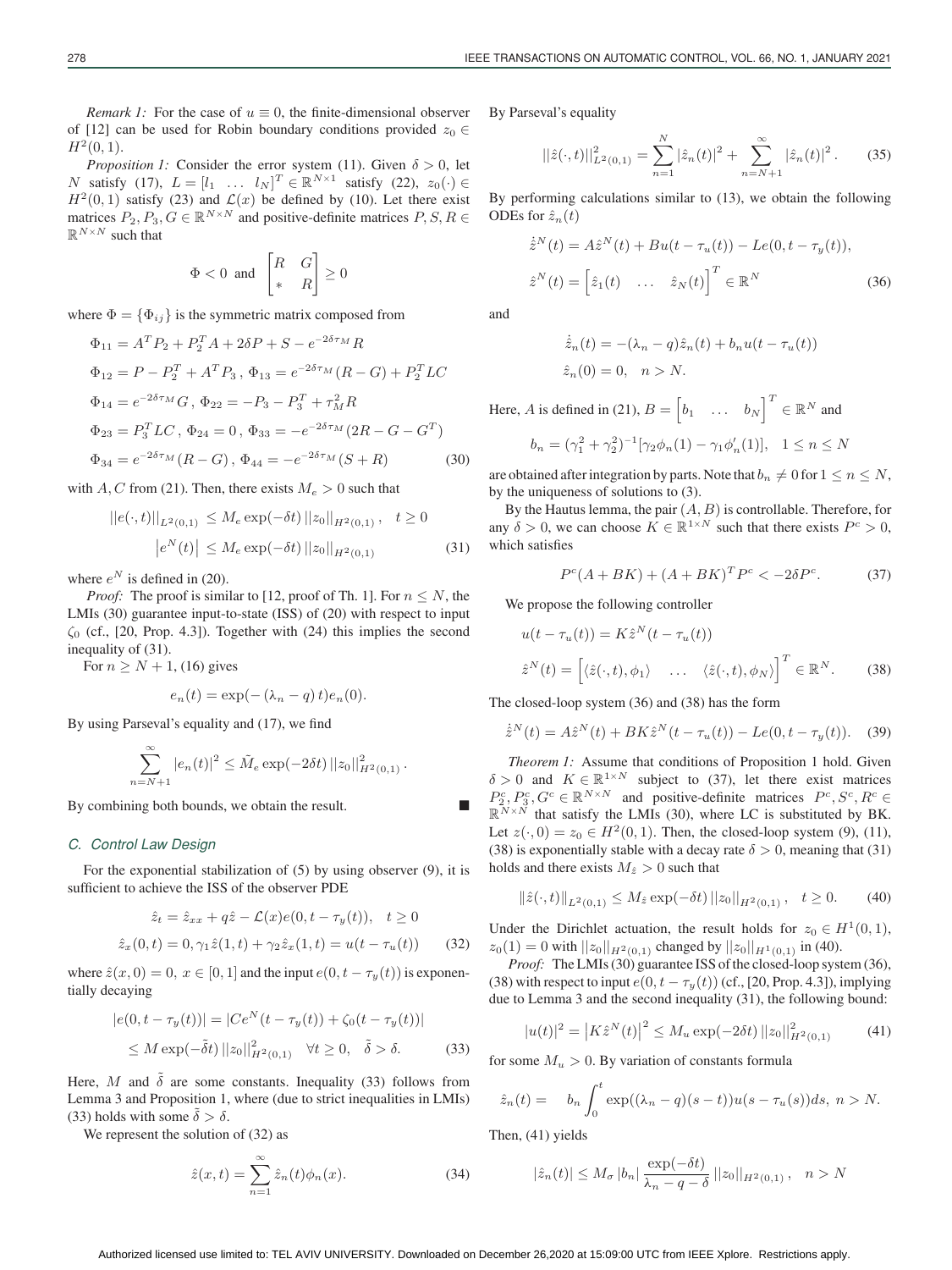*Remark 1:* For the case of $u \equiv 0$, the finite-dimensional observer of [12] can be used for Robin boundary conditions provided $z_0 \in H^2(0,1)$.

*Proposition 1:* Consider the error system (11). Given $\delta > 0$, let $N$ satisfy (17), $L = [l_1 \ \ \dots \ \ l_N]^T \in \mathbb{R}^{N\times 1}$ satisfy (22), $z_0(\cdot) \in H^2(0,1)$ satisfy (23) and $\mathcal{L}(x)$ be defined by (10). Let there exist matrices $P_2, P_3, G \in \mathbb{R}^{N\times N}$ and positive-definite matrices $P, S, R \in \mathbb{R}^{N\times N}$ such that

$$\Phi < 0 \ \text{ and } \ \begin{bmatrix} R & G \\ * & R \end{bmatrix} \geq 0$$

where $\Phi = \{\Phi_{ij}\}$ is the symmetric matrix composed from

$$\begin{aligned}
\Phi_{11} &= A^T P_2 + P_2^T A + 2\delta P + S - e^{-2\delta\tau_M} R \\
\Phi_{12} &= P - P_2^T + A^T P_3 \,,\ \Phi_{13} = e^{-2\delta\tau_M}(R - G) + P_2^T LC \\
\Phi_{14} &= e^{-2\delta\tau_M} G \,,\ \Phi_{22} = -P_3 - P_3^T + \tau_M^2 R \\
\Phi_{23} &= P_3^T LC \,,\ \Phi_{24} = 0 \,,\ \Phi_{33} = -e^{-2\delta\tau_M}(2R - G - G^T) \\
\Phi_{34} &= e^{-2\delta\tau_M}(R - G) \,,\ \Phi_{44} = -e^{-2\delta\tau_M}(S + R)
\end{aligned} \tag{30}$$

with $A, C$ from (21). Then, there exists $M_e > 0$ such that

$$\begin{aligned}
\|e(\cdot,t)\|_{L^2(0,1)} &\leq M_e \exp(-\delta t)\, \|z_0\|_{H^2(0,1)}\,, \quad t \geq 0 \\
\left|e^N(t)\right| &\leq M_e \exp(-\delta t)\, \|z_0\|_{H^2(0,1)}
\end{aligned} \tag{31}$$

where $e^N$ is defined in (20).

*Proof:* The proof is similar to [12, proof of Th. 1]. For $n \leq N$, the LMIs (30) guarantee input-to-state (ISS) of (20) with respect to input $\zeta_0$ (cf., [20, Prop. 4.3]). Together with (24) this implies the second inequality of (31).

For $n \geq N + 1$, (16) gives

$$e_n(t) = \exp(-(\lambda_n - q)\,t) e_n(0).$$

By using Parseval's equality and (17), we find

$$\sum_{n=N+1}^{\infty} |e_n(t)|^2 \leq \tilde{M}_e \exp(-2\delta t)\, \|z_0\|^2_{H^2(0,1)}\,.$$

By combining both bounds, we obtain the result. ■

### *C. Control Law Design*

For the exponential stabilization of (5) by using observer (9), it is sufficient to achieve the ISS of the observer PDE

$$\begin{aligned}
\hat{z}_t &= \hat{z}_{xx} + q\hat{z} - \mathcal{L}(x) e(0, t - \tau_y(t)), \quad t \geq 0 \\
\hat{z}_x(0,t) &= 0, \gamma_1 \hat{z}(1,t) + \gamma_2 \hat{z}_x(1,t) = u(t - \tau_u(t))
\end{aligned} \tag{32}$$

where $\hat{z}(x,0) = 0,\ x \in [0,1]$ and the input $e(0, t - \tau_y(t))$ is exponentially decaying

$$\begin{aligned}
|e(0, t - \tau_y(t))| &= |Ce^N(t - \tau_y(t)) + \zeta_0(t - \tau_y(t))| \\
&\leq M \exp(-\tilde{\delta} t)\, \|z_0\|^2_{H^2(0,1)} \quad \forall t \geq 0, \quad \tilde{\delta} > \delta.
\end{aligned} \tag{33}$$

Here, $M$ and $\tilde{\delta}$ are some constants. Inequality (33) follows from Lemma 3 and Proposition 1, where (due to strict inequalities in LMIs) (33) holds with some $\tilde{\delta} > \delta$.

We represent the solution of (32) as

$$\hat{z}(x,t) = \sum_{n=1}^{\infty} \hat{z}_n(t) \phi_n(x). \tag{34}$$

By Parseval's equality

$$\|\hat{z}(\cdot,t)\|^2_{L^2(0,1)} = \sum_{n=1}^{N} |\hat{z}_n(t)|^2 + \sum_{n=N+1}^{\infty} |\hat{z}_n(t)|^2\,. \tag{35}$$

By performing calculations similar to (13), we obtain the following ODEs for $\hat{z}_n(t)$

$$\begin{aligned}
\dot{\hat{z}}^N(t) &= A\hat{z}^N(t) + Bu(t - \tau_u(t)) - Le(0, t - \tau_y(t)), \\
\hat{z}^N(t) &= \begin{bmatrix} \hat{z}_1(t) & \dots & \hat{z}_N(t) \end{bmatrix}^T \in \mathbb{R}^N
\end{aligned} \tag{36}$$

and

$$\begin{aligned}
\dot{\hat{z}}_n(t) &= -(\lambda_n - q)\hat{z}_n(t) + b_n u(t - \tau_u(t)) \\
\hat{z}_n(0) &= 0, \quad n > N.
\end{aligned}$$

Here, $A$ is defined in (21), $B = \begin{bmatrix} b_1 & \dots & b_N \end{bmatrix}^T \in \mathbb{R}^N$ and

$$b_n = (\gamma_1^2 + \gamma_2^2)^{-1}[\gamma_2 \phi_n(1) - \gamma_1 \phi_n'(1)], \quad 1 \leq n \leq N$$

are obtained after integration by parts. Note that $b_n \neq 0$ for $1 \leq n \leq N$, by the uniqueness of solutions to (3).

By the Hautus lemma, the pair $(A, B)$ is controllable. Therefore, for any $\delta > 0$, we can choose $K \in \mathbb{R}^{1\times N}$ such that there exists $P^c > 0$, which satisfies

$$P^c(A + BK) + (A + BK)^T P^c < -2\delta P^c. \tag{37}$$

We propose the following controller

$$\begin{aligned}
u(t - \tau_u(t)) &= K\hat{z}^N(t - \tau_u(t)) \\
\hat{z}^N(t) &= \begin{bmatrix} \langle \hat{z}(\cdot,t), \phi_1 \rangle & \dots & \langle \hat{z}(\cdot,t), \phi_N \rangle \end{bmatrix}^T \in \mathbb{R}^N.
\end{aligned} \tag{38}$$

The closed-loop system (36) and (38) has the form

$$\dot{\hat{z}}^N(t) = A\hat{z}^N(t) + BK\hat{z}^N(t - \tau_u(t)) - Le(0, t - \tau_y(t)). \tag{39}$$

*Theorem 1:* Assume that conditions of Proposition 1 hold. Given $\delta > 0$ and $K \in \mathbb{R}^{1\times N}$ subject to (37), let there exist matrices $P_2^c, P_3^c, G^c \in \mathbb{R}^{N\times N}$ and positive-definite matrices $P^c, S^c, R^c \in \mathbb{R}^{N\times N}$ that satisfy the LMIs (30), where LC is substituted by BK. Let $z(\cdot, 0) = z_0 \in H^2(0,1)$. Then, the closed-loop system (9), (11), (38) is exponentially stable with a decay rate $\delta > 0$, meaning that (31) holds and there exists $M_{\hat{z}} > 0$ such that

$$\|\hat{z}(\cdot,t)\|_{L^2(0,1)} \leq M_{\hat{z}} \exp(-\delta t)\, \|z_0\|_{H^2(0,1)}\,, \quad t \geq 0. \tag{40}$$

Under the Dirichlet actuation, the result holds for $z_0 \in H^1(0,1)$, $z_0(1) = 0$ with $\|z_0\|_{H^2(0,1)}$ changed by $\|z_0\|_{H^1(0,1)}$ in (40).

*Proof:* The LMIs (30) guarantee ISS of the closed-loop system (36), (38) with respect to input $e(0, t - \tau_y(t))$ (cf., [20, Prop. 4.3]), implying due to Lemma 3 and the second inequality (31), the following bound:

$$|u(t)|^2 = \left|K\hat{z}^N(t)\right|^2 \leq M_u \exp(-2\delta t)\, \|z_0\|^2_{H^2(0,1)} \tag{41}$$

for some $M_u > 0$. By variation of constants formula

$$\hat{z}_n(t) = \quad b_n \int_0^t \exp((\lambda_n - q)(s - t)) u(s - \tau_u(s)) ds, \ n > N.$$

Then, (41) yields

$$|\hat{z}_n(t)| \leq M_\sigma\, |b_n|\, \frac{\exp(-\delta t)}{\lambda_n - q - \delta}\, \|z_0\|_{H^2(0,1)}\,, \quad n > N$$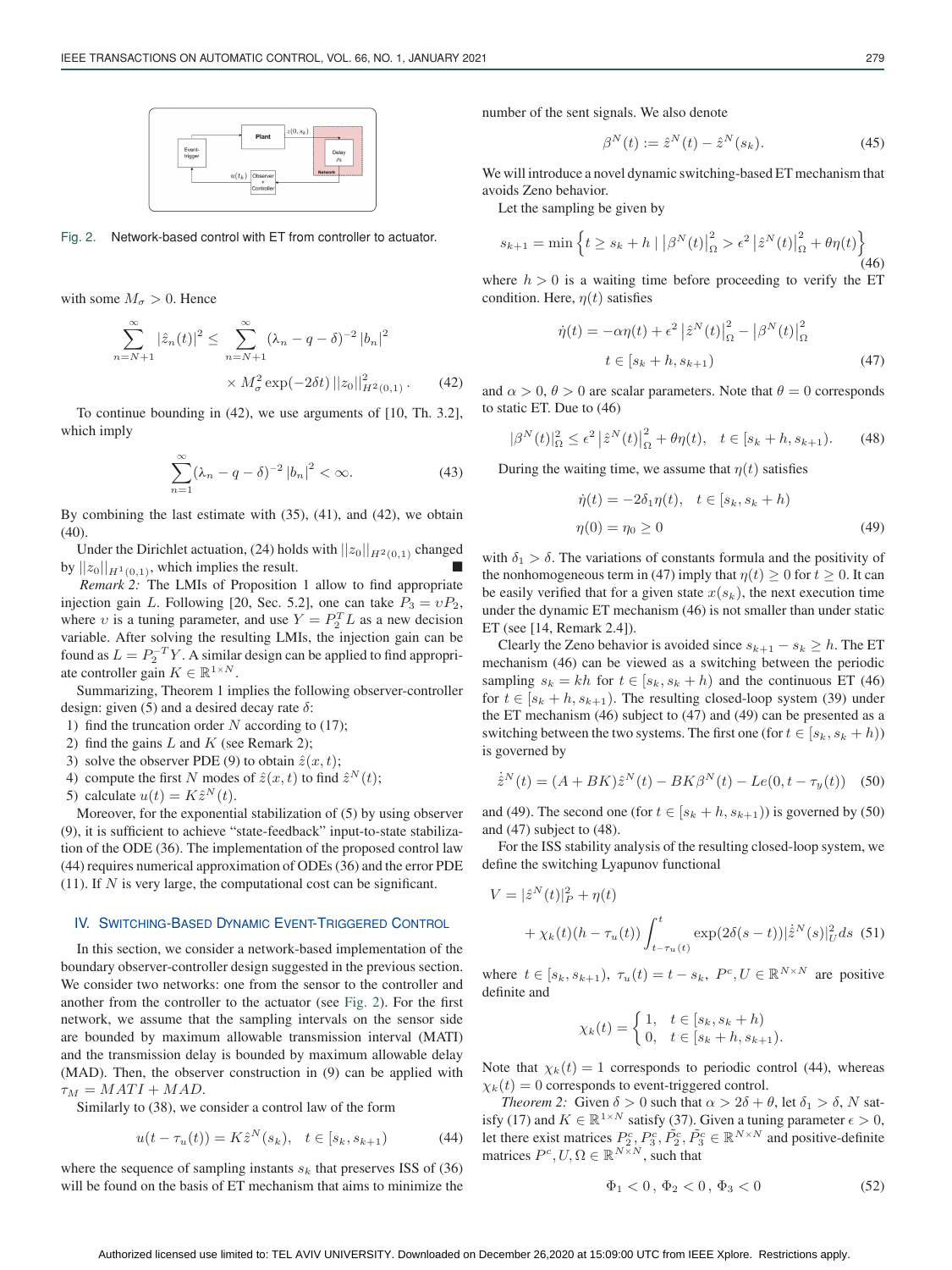Fig. 2. Network-based control with ET from controller to actuator.

with some $M_\sigma > 0$. Hence

$$\sum_{n=N+1}^{\infty} |\hat{z}_n(t)|^2 \leq \sum_{n=N+1}^{\infty} (\lambda_n - q - \delta)^{-2} |b_n|^2 \times M_\sigma^2 \exp(-2\delta t) \, ||z_0||^2_{H^2(0,1)}. \quad (42)$$

To continue bounding in (42), we use arguments of [10, Th. 3.2], which imply

$$\sum_{n=1}^{\infty} (\lambda_n - q - \delta)^{-2} |b_n|^2 < \infty. \quad (43)$$

By combining the last estimate with (35), (41), and (42), we obtain (40).

Under the Dirichlet actuation, (24) holds with $||z_0||_{H^2(0,1)}$ changed by $||z_0||_{H^1(0,1)}$, which implies the result. ■

*Remark 2:* The LMIs of Proposition 1 allow to find appropriate injection gain $L$. Following [20, Sec. 5.2], one can take $P_3 = \upsilon P_2$, where $\upsilon$ is a tuning parameter, and use $Y = P_2^T L$ as a new decision variable. After solving the resulting LMIs, the injection gain can be found as $L = P_2^{-T} Y$. A similar design can be applied to find appropriate controller gain $K \in \mathbb{R}^{1\times N}$.

Summarizing, Theorem 1 implies the following observer-controller design: given (5) and a desired decay rate $\delta$:

1) find the truncation order $N$ according to (17);
2) find the gains $L$ and $K$ (see Remark 2);
3) solve the observer PDE (9) to obtain $\hat{z}(x,t)$;
4) compute the first $N$ modes of $\hat{z}(x,t)$ to find $\hat{z}^N(t)$;
5) calculate $u(t) = K\hat{z}^N(t)$.

Moreover, for the exponential stabilization of (5) by using observer (9), it is sufficient to achieve "state-feedback" input-to-state stabilization of the ODE (36). The implementation of the proposed control law (44) requires numerical approximation of ODEs (36) and the error PDE (11). If $N$ is very large, the computational cost can be significant.

## IV. Switching-Based Dynamic Event-Triggered Control

In this section, we consider a network-based implementation of the boundary observer-controller design suggested in the previous section. We consider two networks: one from the sensor to the controller and another from the controller to the actuator (see Fig. 2). For the first network, we assume that the sampling intervals on the sensor side are bounded by maximum allowable transmission interval (MATI) and the transmission delay is bounded by maximum allowable delay (MAD). Then, the observer construction in (9) can be applied with $\tau_M = MATI + MAD$.

Similarly to (38), we consider a control law of the form

$$u(t - \tau_u(t)) = K\hat{z}^N(s_k), \quad t \in [s_k, s_{k+1}) \quad (44)$$

where the sequence of sampling instants $s_k$ that preserves ISS of (36) will be found on the basis of ET mechanism that aims to minimize the number of the sent signals. We also denote

$$\beta^N(t) := \hat{z}^N(t) - \hat{z}^N(s_k). \quad (45)$$

We will introduce a novel dynamic switching-based ET mechanism that avoids Zeno behavior.

Let the sampling be given by

$$s_{k+1} = \min \left\{ t \geq s_k + h \mid \left|\beta^N(t)\right|^2_\Omega > \epsilon^2 \left|\hat{z}^N(t)\right|^2_\Omega + \theta\eta(t) \right\} \quad (46)$$

where $h > 0$ is a waiting time before proceeding to verify the ET condition. Here, $\eta(t)$ satisfies

$$\dot{\eta}(t) = -\alpha\eta(t) + \epsilon^2 \left|\hat{z}^N(t)\right|^2_\Omega - \left|\beta^N(t)\right|^2_\Omega$$
$$t \in [s_k + h, s_{k+1}) \quad (47)$$

and $\alpha > 0$, $\theta > 0$ are scalar parameters. Note that $\theta = 0$ corresponds to static ET. Due to (46)

$$|\beta^N(t)|^2_\Omega \leq \epsilon^2 \left|\hat{z}^N(t)\right|^2_\Omega + \theta\eta(t), \quad t \in [s_k + h, s_{k+1}). \quad (48)$$

During the waiting time, we assume that $\eta(t)$ satisfies

$$\dot{\eta}(t) = -2\delta_1\eta(t), \quad t \in [s_k, s_k + h)$$
$$\eta(0) = \eta_0 \geq 0 \quad (49)$$

with $\delta_1 > \delta$. The variations of constants formula and the positivity of the nonhomogeneous term in (47) imply that $\eta(t) \geq 0$ for $t \geq 0$. It can be easily verified that for a given state $x(s_k)$, the next execution time under the dynamic ET mechanism (46) is not smaller than under static ET (see [14, Remark 2.4]).

Clearly the Zeno behavior is avoided since $s_{k+1} - s_k \geq h$. The ET mechanism (46) can be viewed as a switching between the periodic sampling $s_k = kh$ for $t \in [s_k, s_k + h)$ and the continuous ET (46) for $t \in [s_k + h, s_{k+1})$. The resulting closed-loop system (39) under the ET mechanism (46) subject to (47) and (49) can be presented as a switching between the two systems. The first one (for $t \in [s_k, s_k + h)$) is governed by

$$\dot{\hat{z}}^N(t) = (A + BK)\hat{z}^N(t) - BK\beta^N(t) - Le(0, t - \tau_y(t)) \quad (50)$$

and (49). The second one (for $t \in [s_k + h, s_{k+1})$) is governed by (50) and (47) subject to (48).

For the ISS stability analysis of the resulting closed-loop system, we define the switching Lyapunov functional

$$V = |\hat{z}^N(t)|^2_P + \eta(t) + \chi_k(t)(h - \tau_u(t)) \int_{t-\tau_u(t)}^{t} \exp(2\delta(s - t)) |\dot{\hat{z}}^N(s)|^2_U ds \quad (51)$$

where $t \in [s_k, s_{k+1})$, $\tau_u(t) = t - s_k$, $P^c, U \in \mathbb{R}^{N\times N}$ are positive definite and

$$\chi_k(t) = \begin{cases} 1, & t \in [s_k, s_k + h) \\ 0, & t \in [s_k + h, s_{k+1}). \end{cases}$$

Note that $\chi_k(t) = 1$ corresponds to periodic control (44), whereas $\chi_k(t) = 0$ corresponds to event-triggered control.

*Theorem 2:* Given $\delta > 0$ such that $\alpha > 2\delta + \theta$, let $\delta_1 > \delta$, $N$ satisfy (17) and $K \in \mathbb{R}^{1\times N}$ satisfy (37). Given a tuning parameter $\epsilon > 0$, let there exist matrices $P_2^c, P_3^c, \tilde{P}_2^c, \tilde{P}_3^c \in \mathbb{R}^{N\times N}$ and positive-definite matrices $P^c, U, \Omega \in \mathbb{R}^{N\times N}$, such that

$$\Phi_1 < 0\,, \; \Phi_2 < 0\,, \; \Phi_3 < 0 \quad (52)$$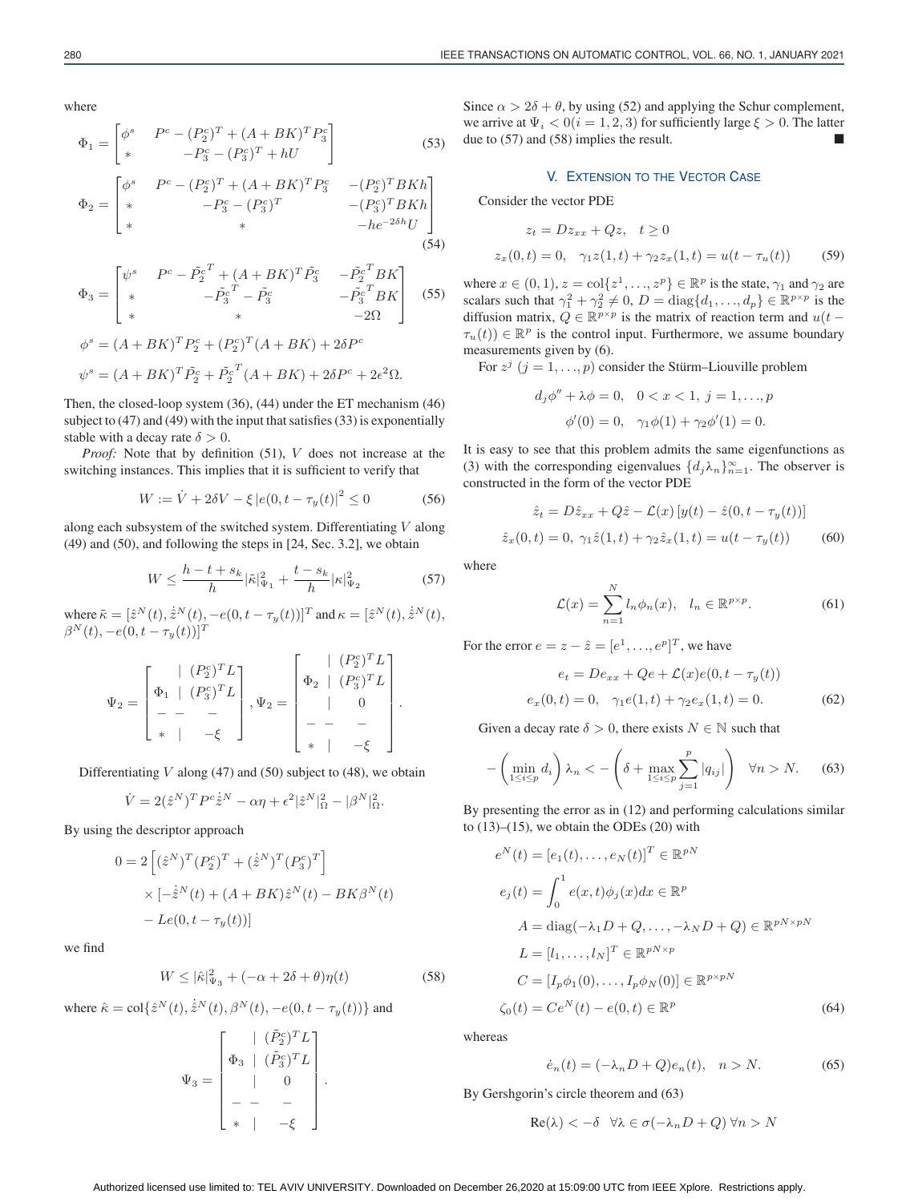where

$$
\Phi_1 = \begin{bmatrix} \phi^s & P^c - (P_2^c)^T + (A+BK)^T P_3^c \\ * & -P_3^c - (P_3^c)^T + hU \end{bmatrix} \tag{53}
$$

$$
\Phi_2 = \begin{bmatrix} \phi^s & P^c - (P_2^c)^T + (A+BK)^T P_3^c & -(P_2^c)^T BKh \\ * & -P_3^c - (P_3^c)^T & -(P_3^c)^T BKh \\ * & * & -he^{-2\delta h} U \end{bmatrix} \tag{54}
$$

$$
\Phi_3 = \begin{bmatrix} \psi^s & P^c - \tilde{P}_2^{c\,T} + (A+BK)^T \tilde{P}_3^c & -\tilde{P}_2^{c\,T} BK \\ * & -\tilde{P}_3^{c\,T} - \tilde{P}_3^c & -\tilde{P}_3^{c\,T} BK \\ * & * & -2\Omega \end{bmatrix} \tag{55}
$$

$$
\phi^s = (A+BK)^T P_2^c + (P_2^c)^T (A+BK) + 2\delta P^c
$$

$$
\psi^s = (A+BK)^T \tilde{P}_2^c + \tilde{P}_2^{c\,T}(A+BK) + 2\delta P^c + 2\epsilon^2 \Omega.
$$

Then, the closed-loop system (36), (44) under the ET mechanism (46) subject to (47) and (49) with the input that satisfies (33) is exponentially stable with a decay rate $\delta > 0$.

*Proof:* Note that by definition (51), $V$ does not increase at the switching instances. This implies that it is sufficient to verify that

$$
W := \dot{V} + 2\delta V - \xi \left|e(0, t-\tau_y(t))\right|^2 \le 0 \tag{56}
$$

along each subsystem of the switched system. Differentiating $V$ along (49) and (50), and following the steps in [24, Sec. 3.2], we obtain

$$
W \le \frac{h - t + s_k}{h} |\bar{\kappa}|^2_{\Psi_1} + \frac{t - s_k}{h} |\kappa|^2_{\Psi_2} \tag{57}
$$

where $\bar{\kappa} = [\hat{z}^N(t), \dot{\hat{z}}^N(t), -e(0, t-\tau_y(t))]^T$ and $\kappa = [\hat{z}^N(t), \dot{\hat{z}}^N(t), \beta^N(t), -e(0, t-\tau_y(t))]^T$

$$
\Psi_2 = \left[\begin{array}{c|c} \Phi_1 & \begin{matrix}(P_2^c)^T L \\ (P_3^c)^T L\end{matrix} \\ \hline * & -\xi \end{array}\right], \quad \Psi_2 = \left[\begin{array}{c|c} \Phi_2 & \begin{matrix}(P_2^c)^T L \\ (P_3^c)^T L \\ 0\end{matrix} \\ \hline * & -\xi \end{array}\right].
$$

Differentiating $V$ along (47) and (50) subject to (48), we obtain

$$
\dot{V} = 2(\hat{z}^N)^T P^c \dot{\hat{z}}^N - \alpha\eta + \epsilon^2 |\hat{z}^N|^2_\Omega - |\beta^N|^2_\Omega.
$$

By using the descriptor approach

$$
\begin{aligned}
0 = 2\Big[&(\hat{z}^N)^T (P_2^c)^T + (\dot{\hat{z}}^N)^T (P_3^c)^T\Big] \\
&\times [-\dot{\hat{z}}^N(t) + (A+BK)\hat{z}^N(t) - BK\beta^N(t) \\
&- Le(0, t-\tau_y(t))]
\end{aligned}
$$

we find

$$
W \le |\hat{\kappa}|^2_{\Psi_3} + (-\alpha + 2\delta + \theta)\eta(t) \tag{58}
$$

where $\hat{\kappa} = \mathrm{col}\{\hat{z}^N(t), \dot{\hat{z}}^N(t), \beta^N(t), -e(0, t-\tau_y(t))\}$ and

$$
\Psi_3 = \left[\begin{array}{c|c} \Phi_3 & \begin{matrix}(\tilde{P}_2^c)^T L \\ (\tilde{P}_3^c)^T L \\ 0\end{matrix} \\ \hline * & -\xi \end{array}\right].
$$

Since $\alpha > 2\delta + \theta$, by using (52) and applying the Schur complement, we arrive at $\Psi_i < 0 (i = 1, 2, 3)$ for sufficiently large $\xi > 0$. The latter due to (57) and (58) implies the result. ∎

## V. Extension to the Vector Case

Consider the vector PDE

$$
\begin{aligned}
&z_t = D z_{xx} + Qz, \quad t \ge 0 \\
&z_x(0, t) = 0, \quad \gamma_1 z(1, t) + \gamma_2 z_x(1, t) = u(t - \tau_u(t))
\end{aligned} \tag{59}
$$

where $x \in (0, 1)$, $z = \mathrm{col}\{z^1, \ldots, z^p\} \in \mathbb{R}^p$ is the state, $\gamma_1$ and $\gamma_2$ are scalars such that $\gamma_1^2 + \gamma_2^2 \ne 0$, $D = \mathrm{diag}\{d_1, \ldots, d_p\} \in \mathbb{R}^{p\times p}$ is the diffusion matrix, $Q \in \mathbb{R}^{p\times p}$ is the matrix of reaction term and $u(t - \tau_u(t)) \in \mathbb{R}^p$ is the control input. Furthermore, we assume boundary measurements given by (6).

For $z^j$ $(j = 1, \ldots, p)$ consider the Stürm–Liouville problem

$$
\begin{aligned}
&d_j \phi'' + \lambda\phi = 0, \quad 0 < x < 1, \ j = 1, \ldots, p \\
&\phi'(0) = 0, \quad \gamma_1\phi(1) + \gamma_2\phi'(1) = 0.
\end{aligned}
$$

It is easy to see that this problem admits the same eigenfunctions as (3) with the corresponding eigenvalues $\{d_j\lambda_n\}_{n=1}^\infty$. The observer is constructed in the form of the vector PDE

$$
\begin{aligned}
&\hat{z}_t = D\hat{z}_{xx} + Q\hat{z} - \mathcal{L}(x)\left[y(t) - \hat{z}(0, t-\tau_y(t))\right] \\
&\hat{z}_x(0, t) = 0, \ \gamma_1\hat{z}(1, t) + \gamma_2\hat{z}_x(1, t) = u(t - \tau_y(t))
\end{aligned} \tag{60}
$$

where

$$
\mathcal{L}(x) = \sum_{n=1}^{N} l_n \phi_n(x), \quad l_n \in \mathbb{R}^{p\times p}. \tag{61}
$$

For the error $e = z - \hat{z} = [e^1, \ldots, e^p]^T$, we have

$$
\begin{aligned}
&e_t = De_{xx} + Qe + \mathcal{L}(x)e(0, t-\tau_y(t)) \\
&e_x(0, t) = 0, \quad \gamma_1 e(1, t) + \gamma_2 e_x(1, t) = 0.
\end{aligned} \tag{62}
$$

Given a decay rate $\delta > 0$, there exists $N \in \mathbb{N}$ such that

$$
-\left(\min_{1\le i\le p} d_i\right)\lambda_n < -\left(\delta + \max_{1\le i\le p}\sum_{j=1}^{p}|q_{ij}|\right) \quad \forall n > N. \tag{63}
$$

By presenting the error as in (12) and performing calculations similar to (13)–(15), we obtain the ODEs (20) with

$$
\begin{aligned}
&e^N(t) = [e_1(t), \ldots, e_N(t)]^T \in \mathbb{R}^{pN} \\
&e_j(t) = \int_0^1 e(x, t)\phi_j(x)dx \in \mathbb{R}^p \\
&A = \mathrm{diag}(-\lambda_1 D + Q, \ldots, -\lambda_N D + Q) \in \mathbb{R}^{pN\times pN} \\
&L = [l_1, \ldots, l_N]^T \in \mathbb{R}^{pN\times p} \\
&C = [I_p\phi_1(0), \ldots, I_p\phi_N(0)] \in \mathbb{R}^{p\times pN} \\
&\zeta_0(t) = Ce^N(t) - e(0, t) \in \mathbb{R}^p
\end{aligned} \tag{64}
$$

whereas

$$
\dot{e}_n(t) = (-\lambda_n D + Q)e_n(t), \quad n > N. \tag{65}
$$

By Gershgorin's circle theorem and (63)

$$
\mathrm{Re}(\lambda) < -\delta \quad \forall\lambda \in \sigma(-\lambda_n D + Q)\ \forall n > N
$$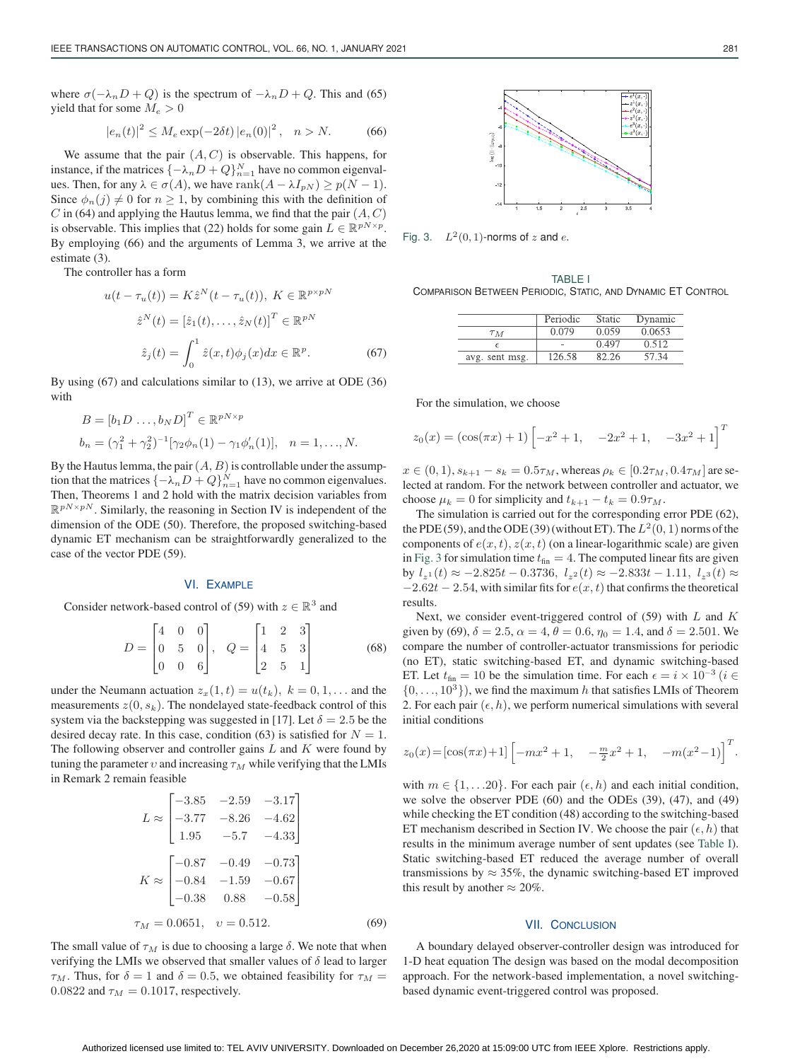where $\sigma(-\lambda_n D + Q)$ is the spectrum of $-\lambda_n D + Q$. This and (65) yield that for some $M_e > 0$

$$|e_n(t)|^2 \leq M_e \exp(-2\delta t) |e_n(0)|^2, \quad n > N. \tag{66}$$

We assume that the pair $(A, C)$ is observable. This happens, for instance, if the matrices $\{-\lambda_n D + Q\}_{n=1}^N$ have no common eigenvalues. Then, for any $\lambda \in \sigma(A)$, we have $\text{rank}(A - \lambda I_{pN}) \geq p(N-1)$. Since $\phi_n(j) \neq 0$ for $n \geq 1$, by combining this with the definition of $C$ in (64) and applying the Hautus lemma, we find that the pair $(A, C)$ is observable. This implies that (22) holds for some gain $L \in \mathbb{R}^{pN \times p}$. By employing (66) and the arguments of Lemma 3, we arrive at the estimate (3).

The controller has a form

$$u(t - \tau_u(t)) = K\hat{z}^N(t - \tau_u(t)), \ K \in \mathbb{R}^{p \times pN}$$
$$\hat{z}^N(t) = [\hat{z}_1(t), \ldots, \hat{z}_N(t)]^T \in \mathbb{R}^{pN}$$
$$\hat{z}_j(t) = \int_0^1 \hat{z}(x,t)\phi_j(x)dx \in \mathbb{R}^p. \tag{67}$$

By using (67) and calculations similar to (13), we arrive at ODE (36) with

$$B = [b_1 D \ldots, b_N D]^T \in \mathbb{R}^{pN \times p}$$
$$b_n = (\gamma_1^2 + \gamma_2^2)^{-1}[\gamma_2 \phi_n(1) - \gamma_1 \phi_n'(1)], \quad n = 1, \ldots, N.$$

By the Hautus lemma, the pair $(A, B)$ is controllable under the assumption that the matrices $\{-\lambda_n D + Q\}_{n=1}^N$ have no common eigenvalues. Then, Theorems 1 and 2 hold with the matrix decision variables from $\mathbb{R}^{pN \times pN}$. Similarly, the reasoning in Section IV is independent of the dimension of the ODE (50). Therefore, the proposed switching-based dynamic ET mechanism can be straightforwardly generalized to the case of the vector PDE (59).

## VI. Example

Consider network-based control of (59) with $z \in \mathbb{R}^3$ and

$$D = \begin{bmatrix} 4 & 0 & 0 \\ 0 & 5 & 0 \\ 0 & 0 & 6 \end{bmatrix}, \quad Q = \begin{bmatrix} 1 & 2 & 3 \\ 4 & 5 & 3 \\ 2 & 5 & 1 \end{bmatrix} \tag{68}$$

under the Neumann actuation $z_x(1,t) = u(t_k)$, $k = 0, 1, \ldots$ and the measurements $z(0, s_k)$. The nondelayed state-feedback control of this system via the backstepping was suggested in [17]. Let $\delta = 2.5$ be the desired decay rate. In this case, condition (63) is satisfied for $N = 1$. The following observer and controller gains $L$ and $K$ were found by tuning the parameter $\upsilon$ and increasing $\tau_M$ while verifying that the LMIs in Remark 2 remain feasible

$$L \approx \begin{bmatrix} -3.85 & -2.59 & -3.17 \\ -3.77 & -8.26 & -4.62 \\ 1.95 & -5.7 & -4.33 \end{bmatrix}$$
$$K \approx \begin{bmatrix} -0.87 & -0.49 & -0.73 \\ -0.84 & -1.59 & -0.67 \\ -0.38 & 0.88 & -0.58 \end{bmatrix}$$
$$\tau_M = 0.0651, \quad \upsilon = 0.512. \tag{69}$$

The small value of $\tau_M$ is due to choosing a large $\delta$. We note that when verifying the LMIs we observed that smaller values of $\delta$ lead to larger $\tau_M$. Thus, for $\delta = 1$ and $\delta = 0.5$, we obtained feasibility for $\tau_M = 0.0822$ and $\tau_M = 0.1017$, respectively.

Fig. 3. $L^2(0,1)$-norms of $z$ and $e$.

TABLE I
Comparison Between Periodic, Static, and Dynamic ET Control

| | Periodic | Static | Dynamic |
|---|---|---|---|
| $\tau_M$ | 0.079 | 0.059 | 0.0653 |
| $\epsilon$ | - | 0.497 | 0.512 |
| avg. sent msg. | 126.58 | 82.26 | 57.34 |

For the simulation, we choose

$$z_0(x) = (\cos(\pi x) + 1)\left[-x^2 + 1, \quad -2x^2 + 1, \quad -3x^2 + 1\right]^T$$

$x \in (0,1)$, $s_{k+1} - s_k = 0.5\tau_M$, whereas $\rho_k \in [0.2\tau_M, 0.4\tau_M]$ are selected at random. For the network between controller and actuator, we choose $\mu_k = 0$ for simplicity and $t_{k+1} - t_k = 0.9\tau_M$.

The simulation is carried out for the corresponding error PDE (62), the PDE (59), and the ODE (39) (without ET). The $L^2(0,1)$ norms of the components of $e(x,t)$, $z(x,t)$ (on a linear-logarithmic scale) are given in Fig. 3 for simulation time $t_{\text{fin}} = 4$. The computed linear fits are given by $l_{z^1}(t) \approx -2.825t - 0.3736$, $l_{z^2}(t) \approx -2.833t - 1.11$, $l_{z^3}(t) \approx -2.62t - 2.54$, with similar fits for $e(x,t)$ that confirms the theoretical results.

Next, we consider event-triggered control of (59) with $L$ and $K$ given by (69), $\delta = 2.5$, $\alpha = 4$, $\theta = 0.6$, $\eta_0 = 1.4$, and $\delta = 2.501$. We compare the number of controller-actuator transmissions for periodic (no ET), static switching-based ET, and dynamic switching-based ET. Let $t_{\text{fin}} = 10$ be the simulation time. For each $\epsilon = i \times 10^{-3}$ ($i \in \{0, \ldots, 10^3\}$), we find the maximum $h$ that satisfies LMIs of Theorem 2. For each pair $(\epsilon, h)$, we perform numerical simulations with several initial conditions

$$z_0(x) = [\cos(\pi x) + 1]\left[-mx^2 + 1, \quad -\tfrac{m}{2}x^2 + 1, \quad -m(x^2 - 1)\right]^T.$$

with $m \in \{1, \ldots 20\}$. For each pair $(\epsilon, h)$ and each initial condition, we solve the observer PDE (60) and the ODEs (39), (47), and (49) while checking the ET condition (48) according to the switching-based ET mechanism described in Section IV. We choose the pair $(\epsilon, h)$ that results in the minimum average number of sent updates (see Table I). Static switching-based ET reduced the average number of overall transmissions by $\approx 35\%$, the dynamic switching-based ET improved this result by another $\approx 20\%$.

## VII. Conclusion

A boundary delayed observer-controller design was introduced for 1-D heat equation The design was based on the modal decomposition approach. For the network-based implementation, a novel switching-based dynamic event-triggered control was proposed.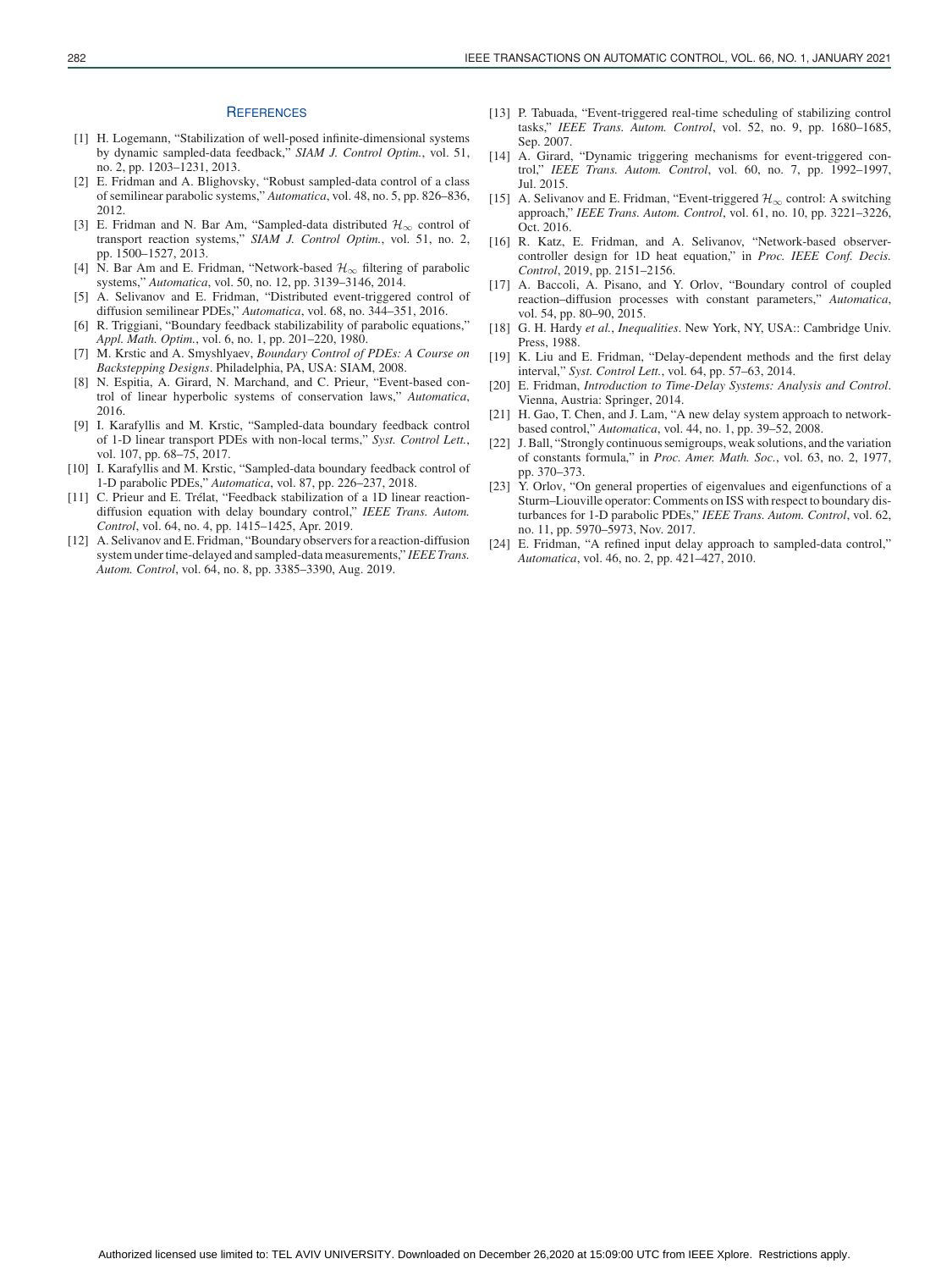## References

[1] H. Logemann, "Stabilization of well-posed infinite-dimensional systems by dynamic sampled-data feedback," *SIAM J. Control Optim.*, vol. 51, no. 2, pp. 1203–1231, 2013.

[2] E. Fridman and A. Blighovsky, "Robust sampled-data control of a class of semilinear parabolic systems," *Automatica*, vol. 48, no. 5, pp. 826–836, 2012.

[3] E. Fridman and N. Bar Am, "Sampled-data distributed $\mathcal{H}_\infty$ control of transport reaction systems," *SIAM J. Control Optim.*, vol. 51, no. 2, pp. 1500–1527, 2013.

[4] N. Bar Am and E. Fridman, "Network-based $\mathcal{H}_\infty$ filtering of parabolic systems," *Automatica*, vol. 50, no. 12, pp. 3139–3146, 2014.

[5] A. Selivanov and E. Fridman, "Distributed event-triggered control of diffusion semilinear PDEs," *Automatica*, vol. 68, no. 344–351, 2016.

[6] R. Triggiani, "Boundary feedback stabilizability of parabolic equations," *Appl. Math. Optim.*, vol. 6, no. 1, pp. 201–220, 1980.

[7] M. Krstic and A. Smyshlyaev, *Boundary Control of PDEs: A Course on Backstepping Designs*. Philadelphia, PA, USA: SIAM, 2008.

[8] N. Espitia, A. Girard, N. Marchand, and C. Prieur, "Event-based control of linear hyperbolic systems of conservation laws," *Automatica*, 2016.

[9] I. Karafyllis and M. Krstic, "Sampled-data boundary feedback control of 1-D linear transport PDEs with non-local terms," *Syst. Control Lett.*, vol. 107, pp. 68–75, 2017.

[10] I. Karafyllis and M. Krstic, "Sampled-data boundary feedback control of 1-D parabolic PDEs," *Automatica*, vol. 87, pp. 226–237, 2018.

[11] C. Prieur and E. Trélat, "Feedback stabilization of a 1D linear reaction-diffusion equation with delay boundary control," *IEEE Trans. Autom. Control*, vol. 64, no. 4, pp. 1415–1425, Apr. 2019.

[12] A. Selivanov and E. Fridman, "Boundary observers for a reaction-diffusion system under time-delayed and sampled-data measurements," *IEEE Trans. Autom. Control*, vol. 64, no. 8, pp. 3385–3390, Aug. 2019.

[13] P. Tabuada, "Event-triggered real-time scheduling of stabilizing control tasks," *IEEE Trans. Autom. Control*, vol. 52, no. 9, pp. 1680–1685, Sep. 2007.

[14] A. Girard, "Dynamic triggering mechanisms for event-triggered control," *IEEE Trans. Autom. Control*, vol. 60, no. 7, pp. 1992–1997, Jul. 2015.

[15] A. Selivanov and E. Fridman, "Event-triggered $\mathcal{H}_\infty$ control: A switching approach," *IEEE Trans. Autom. Control*, vol. 61, no. 10, pp. 3221–3226, Oct. 2016.

[16] R. Katz, E. Fridman, and A. Selivanov, "Network-based observer-controller design for 1D heat equation," in *Proc. IEEE Conf. Decis. Control*, 2019, pp. 2151–2156.

[17] A. Baccoli, A. Pisano, and Y. Orlov, "Boundary control of coupled reaction–diffusion processes with constant parameters," *Automatica*, vol. 54, pp. 80–90, 2015.

[18] G. H. Hardy *et al.*, *Inequalities*. New York, NY, USA:: Cambridge Univ. Press, 1988.

[19] K. Liu and E. Fridman, "Delay-dependent methods and the first delay interval," *Syst. Control Lett.*, vol. 64, pp. 57–63, 2014.

[20] E. Fridman, *Introduction to Time-Delay Systems: Analysis and Control*. Vienna, Austria: Springer, 2014.

[21] H. Gao, T. Chen, and J. Lam, "A new delay system approach to network-based control," *Automatica*, vol. 44, no. 1, pp. 39–52, 2008.

[22] J. Ball, "Strongly continuous semigroups, weak solutions, and the variation of constants formula," in *Proc. Amer. Math. Soc.*, vol. 63, no. 2, 1977, pp. 370–373.

[23] Y. Orlov, "On general properties of eigenvalues and eigenfunctions of a Sturm–Liouville operator: Comments on ISS with respect to boundary disturbances for 1-D parabolic PDEs," *IEEE Trans. Autom. Control*, vol. 62, no. 11, pp. 5970–5973, Nov. 2017.

[24] E. Fridman, "A refined input delay approach to sampled-data control," *Automatica*, vol. 46, no. 2, pp. 421–427, 2010.